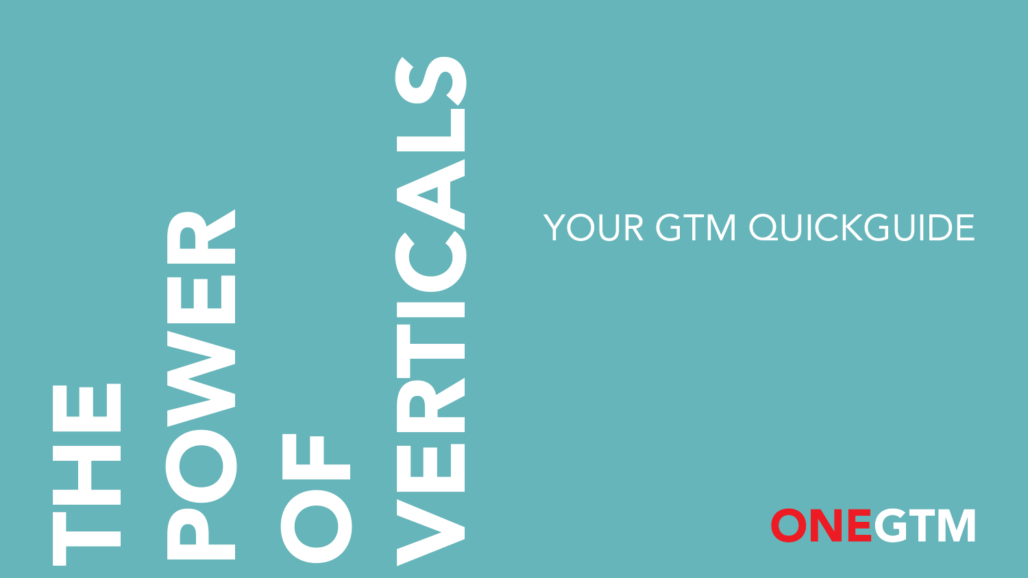# THE POWER OF VERTICALS

YOUR GTM QUICKGUIDE

ONEGTM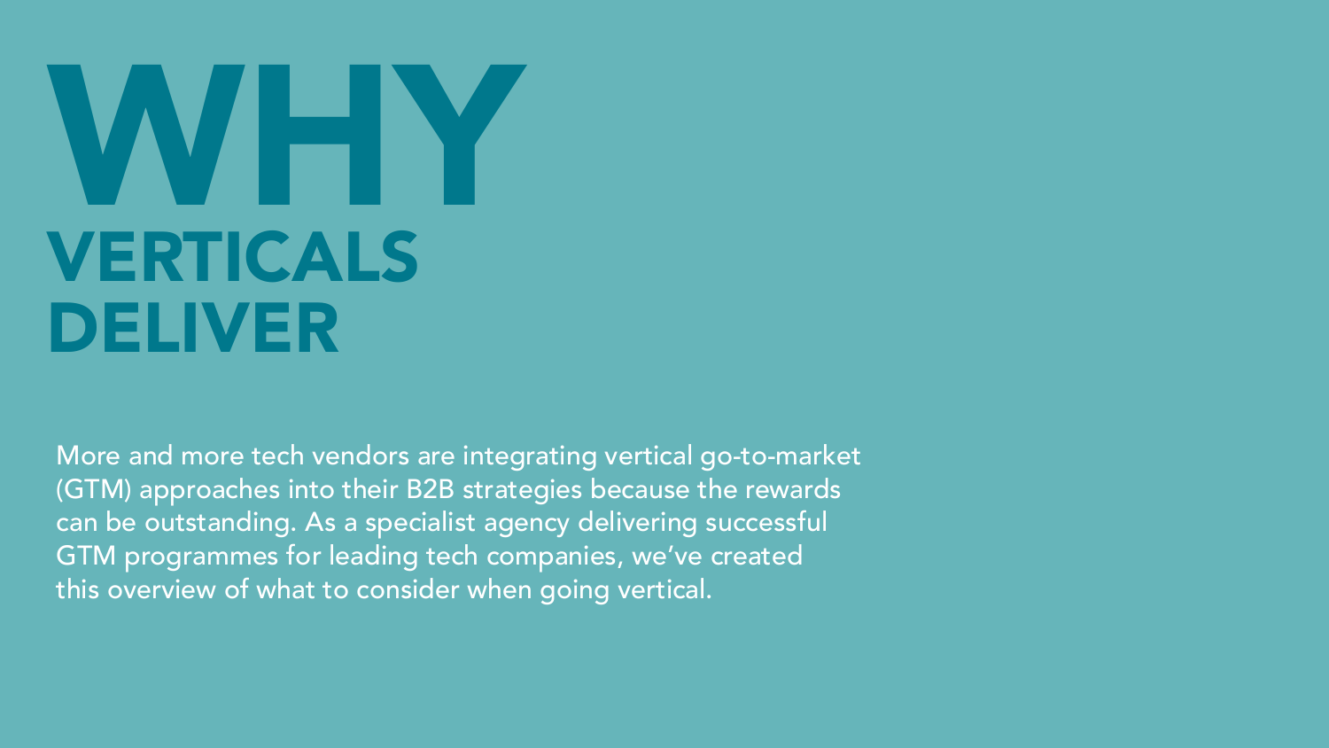# WHY VERTICALS DELIVER

More and more tech vendors are integrating vertical go-to-market (GTM) approaches into their B2B strategies because the rewards can be outstanding. As a specialist agency delivering successful GTM programmes for leading tech companies, we've created this overview of what to consider when going vertical.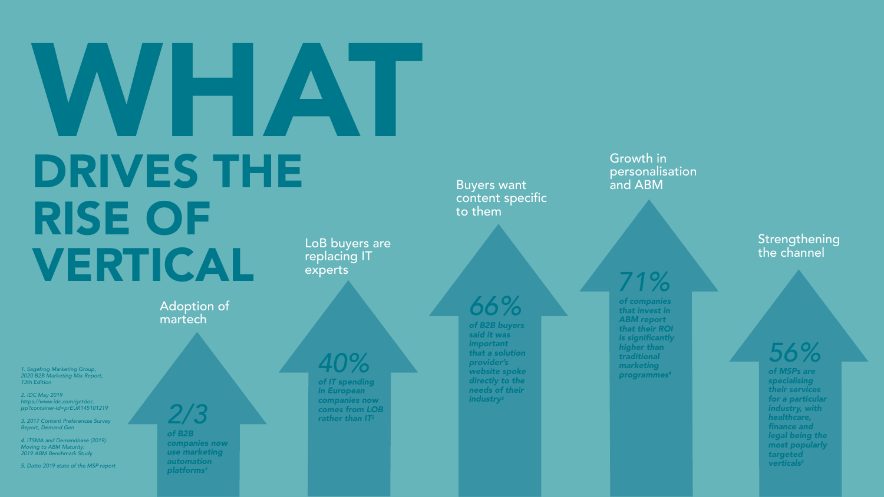# WHAT DRIVES THE RISE OF VERTICAL

### Adoption of martech

**2/3**

*of B2B companies now use marketing automation platforms*[1]

### LoB buyers are replacing IT experts

**40%**

*of IT spending in European companies now comes from LOB rather than IT*[2]

### Buyers want content specific to them

**66%**

*of B2B buyers said it was important that a solution provider's website spoke directly to the needs of their industry*[3]

### Growth in personalisation and ABM

**71%**

*of companies that invest in ABM report that their ROI is significantly higher than traditional marketing programmes*[4]

### Strengthening the channel

**56%**

*of MSPs are specialising their services for a particular industry, with healthcare, finance and legal being the most popularly targeted verticals*[5]

---

*1. Sagefrog Marketing Group, 2020 B2B Marketing Mix Report, 13th Edition*

*2. IDC May 2019 https://www.idc.com/getdoc.jsp?container-Id=prEUR145101219*

*3. 2017 Content Preferences Survey Report, Demand Gen*

*4. ITSMA and Demandbase (2019). Moving to ABM Maturity: 2019 ABM Benchmark Study*

*5. Datto 2019 state of the MSP report*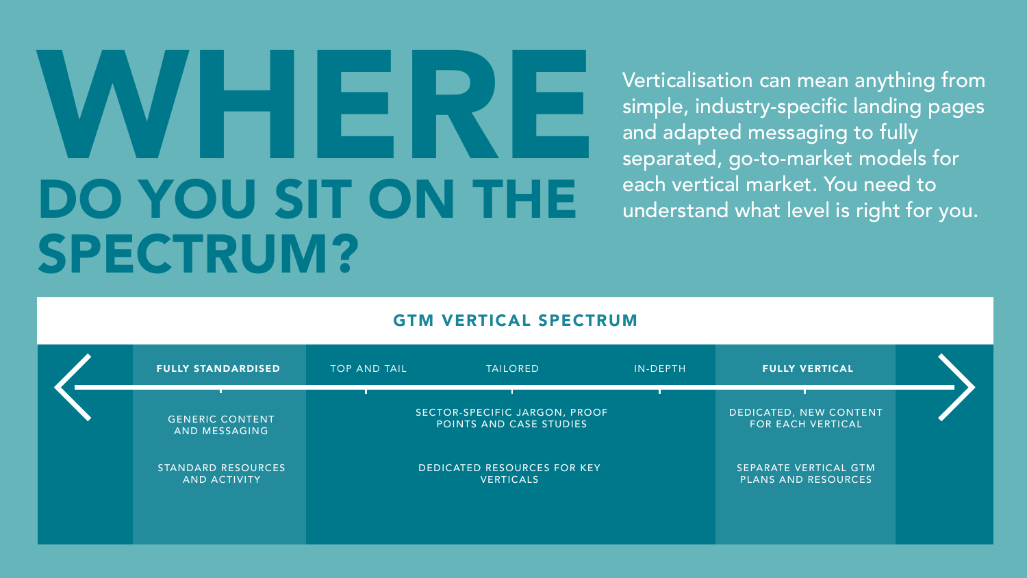# WHERE DO YOU SIT ON THE SPECTRUM?

Verticalisation can mean anything from simple, industry-specific landing pages and adapted messaging to fully separated, go-to-market models for each vertical market. You need to understand what level is right for you.

## GTM VERTICAL SPECTRUM

| **FULLY STANDARDISED** | TOP AND TAIL | TAILORED | IN-DEPTH | **FULLY VERTICAL** |
|---|---|---|---|---|
| GENERIC CONTENT AND MESSAGING | | SECTOR-SPECIFIC JARGON, PROOF POINTS AND CASE STUDIES | | DEDICATED, NEW CONTENT FOR EACH VERTICAL |
| STANDARD RESOURCES AND ACTIVITY | | DEDICATED RESOURCES FOR KEY VERTICALS | | SEPARATE VERTICAL GTM PLANS AND RESOURCES |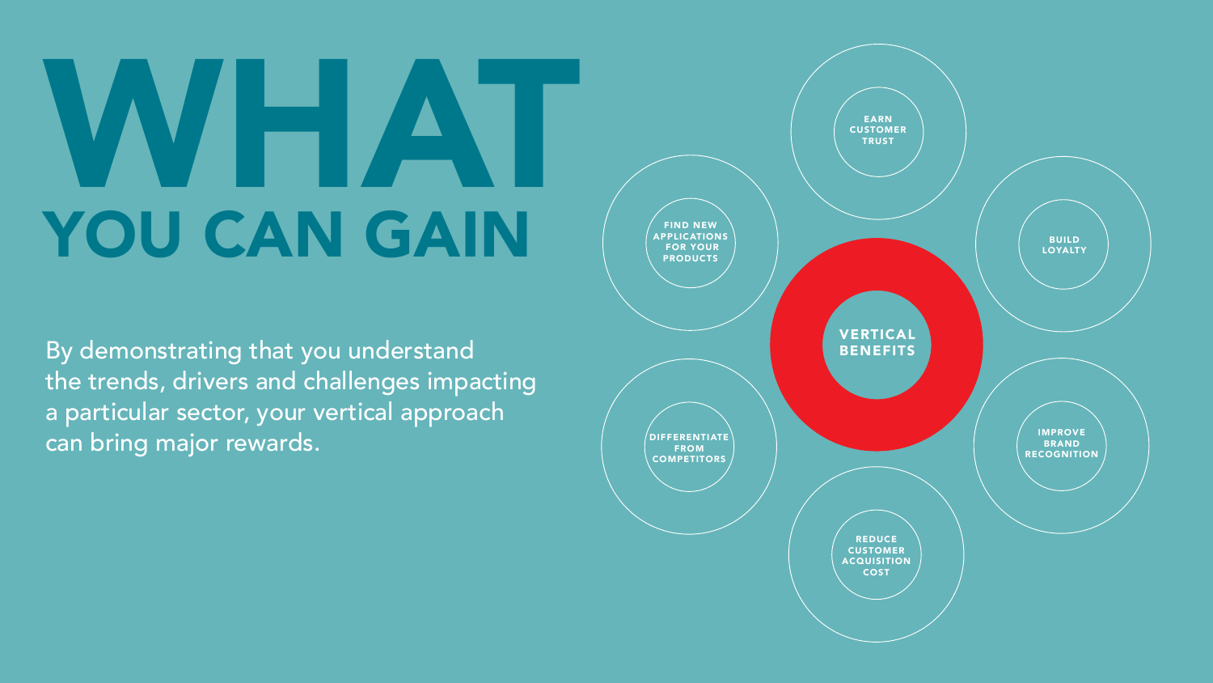# WHAT YOU CAN GAIN

By demonstrating that you understand the trends, drivers and challenges impacting a particular sector, your vertical approach can bring major rewards.

**VERTICAL BENEFITS**

- EARN CUSTOMER TRUST
- BUILD LOYALTY
- IMPROVE BRAND RECOGNITION
- REDUCE CUSTOMER ACQUISITION COST
- DIFFERENTIATE FROM COMPETITORS
- FIND NEW APPLICATIONS FOR YOUR PRODUCTS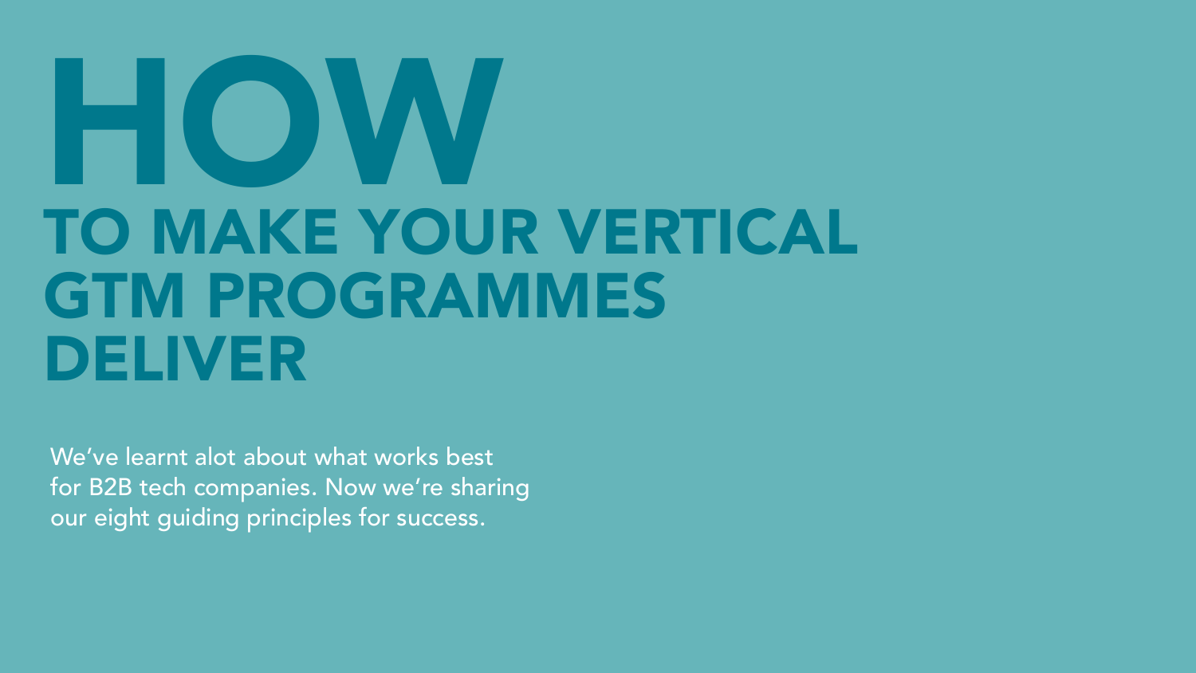# HOW TO MAKE YOUR VERTICAL GTM PROGRAMMES DELIVER

We've learnt alot about what works best for B2B tech companies. Now we're sharing our eight guiding principles for success.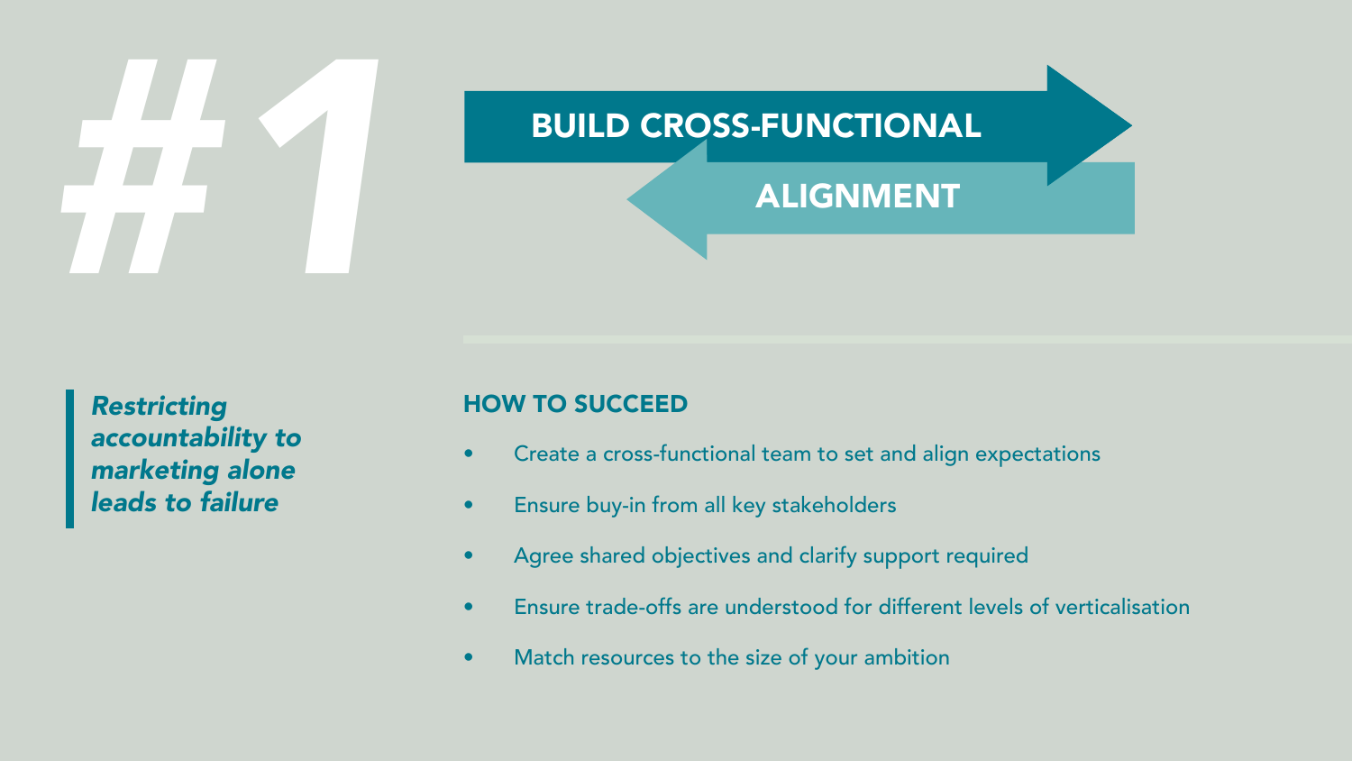# #1

## BUILD CROSS-FUNCTIONAL ALIGNMENT

> ***Restricting accountability to marketing alone leads to failure***

### HOW TO SUCCEED

- Create a cross-functional team to set and align expectations
- Ensure buy-in from all key stakeholders
- Agree shared objectives and clarify support required
- Ensure trade-offs are understood for different levels of verticalisation
- Match resources to the size of your ambition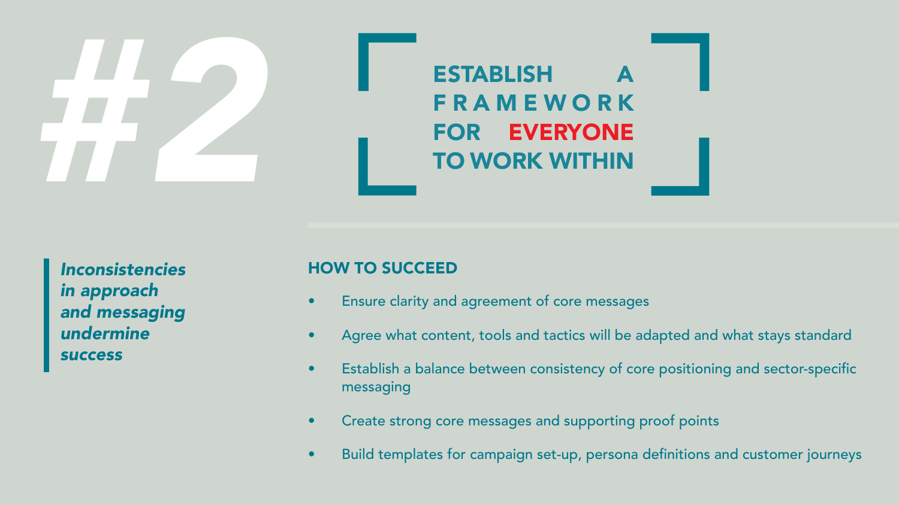# #2

## ESTABLISH A FRAMEWORK FOR EVERYONE TO WORK WITHIN

***Inconsistencies in approach and messaging undermine success***

### HOW TO SUCCEED

- Ensure clarity and agreement of core messages
- Agree what content, tools and tactics will be adapted and what stays standard
- Establish a balance between consistency of core positioning and sector-specific messaging
- Create strong core messages and supporting proof points
- Build templates for campaign set-up, persona definitions and customer journeys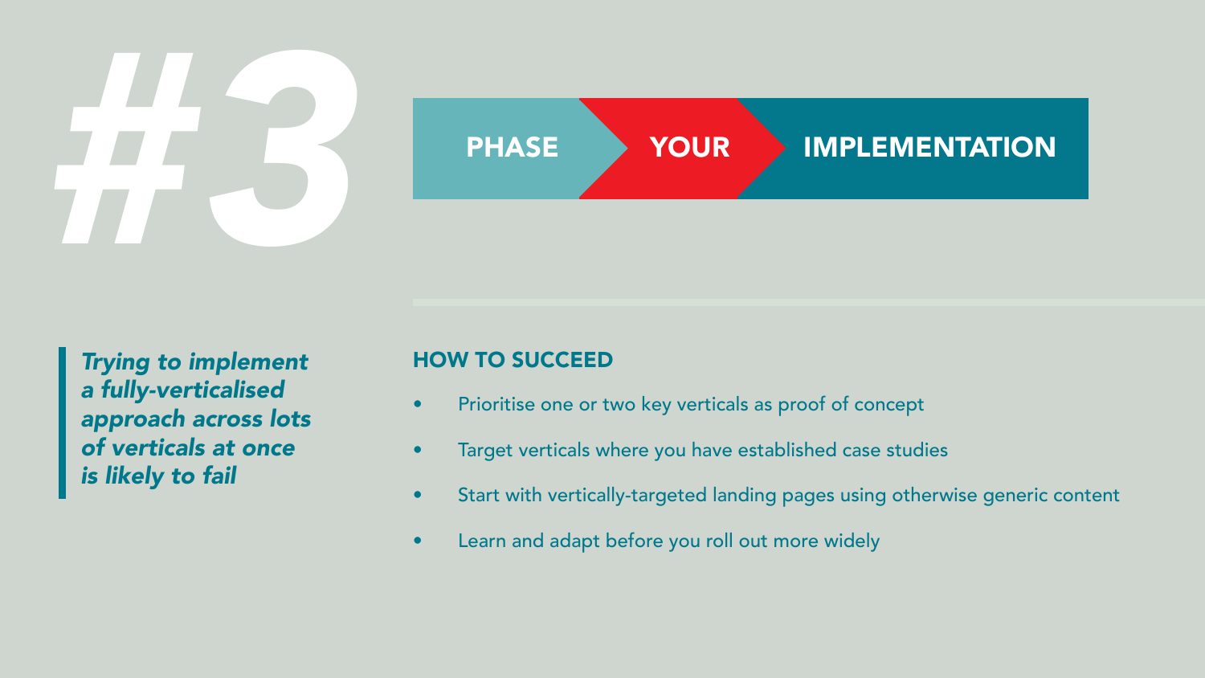# #3

## PHASE YOUR IMPLEMENTATION

*Trying to implement a fully-verticalised approach across lots of verticals at once is likely to fail*

### HOW TO SUCCEED

- Prioritise one or two key verticals as proof of concept
- Target verticals where you have established case studies
- Start with vertically-targeted landing pages using otherwise generic content
- Learn and adapt before you roll out more widely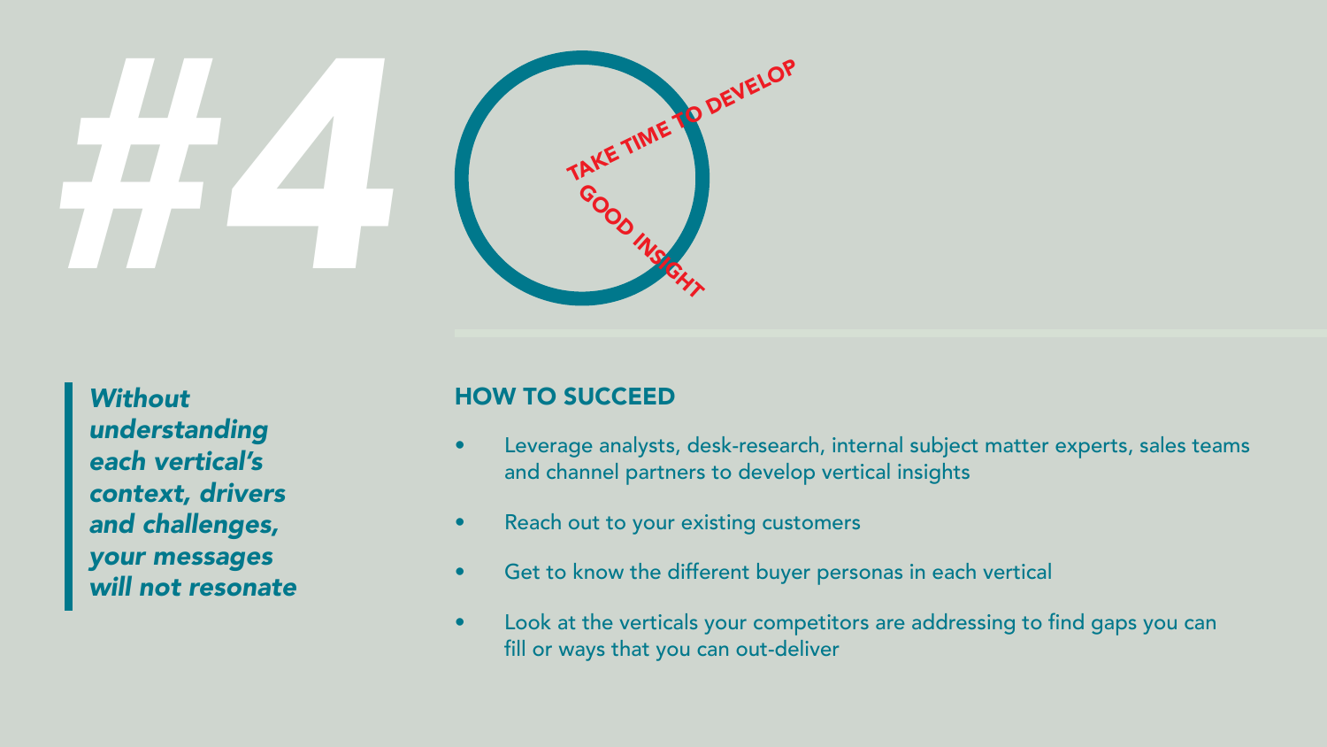# #4

TAKE TIME TO DEVELOP GOOD INSIGHT

> ***Without understanding each vertical's context, drivers and challenges, your messages will not resonate***

## HOW TO SUCCEED

- Leverage analysts, desk-research, internal subject matter experts, sales teams and channel partners to develop vertical insights
- Reach out to your existing customers
- Get to know the different buyer personas in each vertical
- Look at the verticals your competitors are addressing to find gaps you can fill or ways that you can out-deliver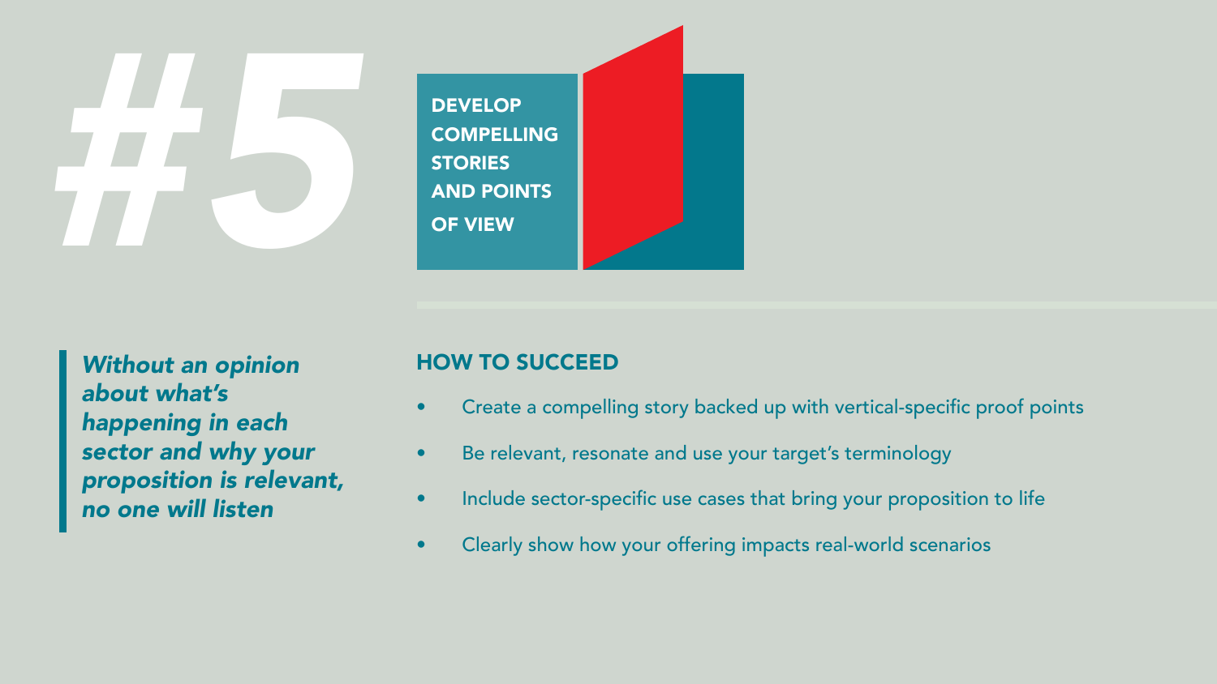# #5 DEVELOP COMPELLING STORIES AND POINTS OF VIEW

> ***Without an opinion about what's happening in each sector and why your proposition is relevant, no one will listen***

## HOW TO SUCCEED

- Create a compelling story backed up with vertical-specific proof points
- Be relevant, resonate and use your target's terminology
- Include sector-specific use cases that bring your proposition to life
- Clearly show how your offering impacts real-world scenarios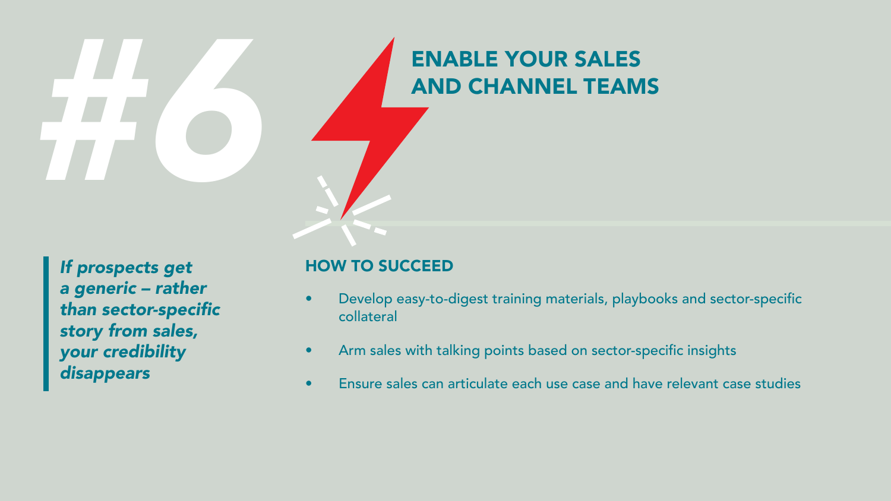# #6 ENABLE YOUR SALES AND CHANNEL TEAMS

> ***If prospects get a generic – rather than sector-specific story from sales, your credibility disappears***

## HOW TO SUCCEED

- Develop easy-to-digest training materials, playbooks and sector-specific collateral
- Arm sales with talking points based on sector-specific insights
- Ensure sales can articulate each use case and have relevant case studies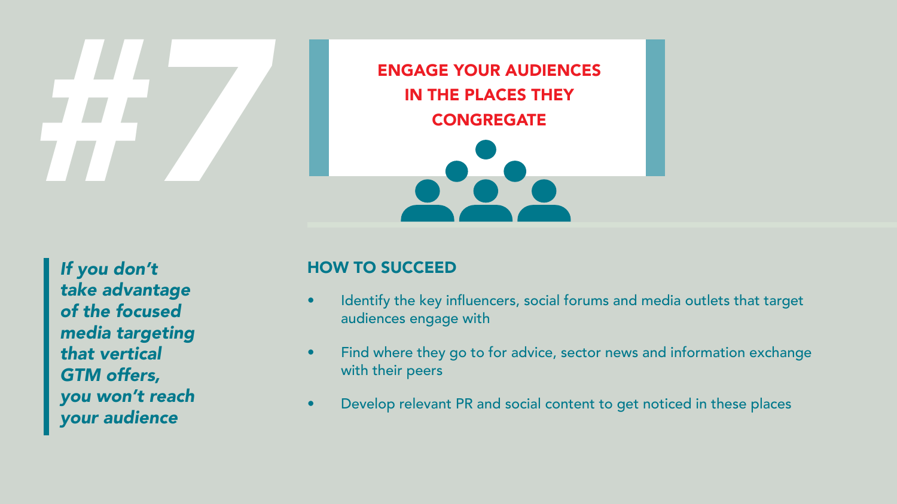# #7

## ENGAGE YOUR AUDIENCES IN THE PLACES THEY CONGREGATE

***If you don't take advantage of the focused media targeting that vertical GTM offers, you won't reach your audience***

### HOW TO SUCCEED

- Identify the key influencers, social forums and media outlets that target audiences engage with
- Find where they go to for advice, sector news and information exchange with their peers
- Develop relevant PR and social content to get noticed in these places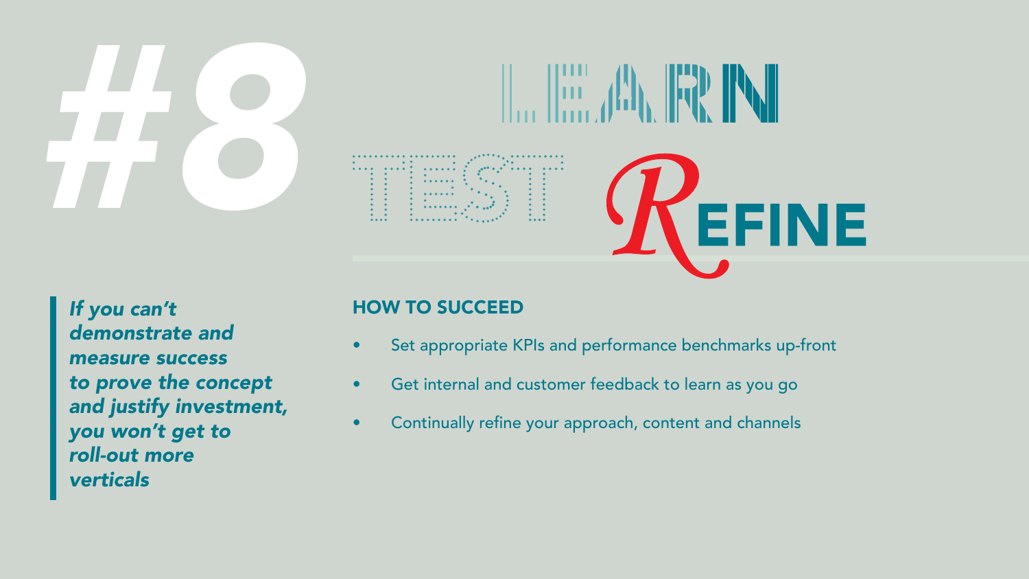# #8 LEARN TEST REFINE

*If you can't demonstrate and measure success to prove the concept and justify investment, you won't get to roll-out more verticals*

## HOW TO SUCCEED

- Set appropriate KPIs and performance benchmarks up-front
- Get internal and customer feedback to learn as you go
- Continually refine your approach, content and channels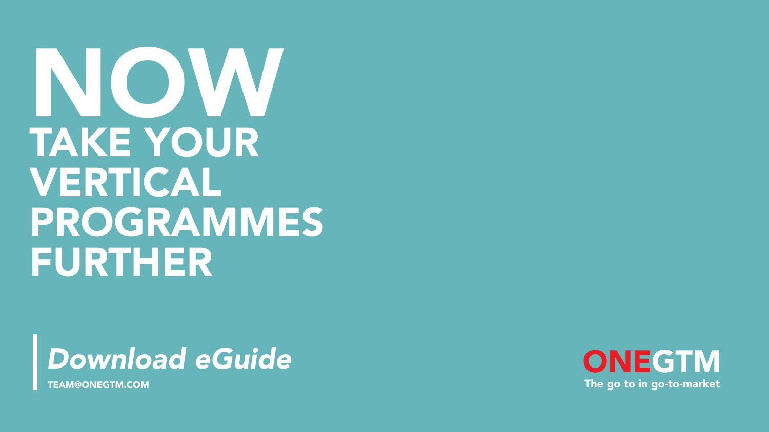# NOW

## TAKE YOUR VERTICAL PROGRAMMES FURTHER

*Download eGuide*

TEAM@ONEGTM.COM

ONEGTM

The go to in go-to-market